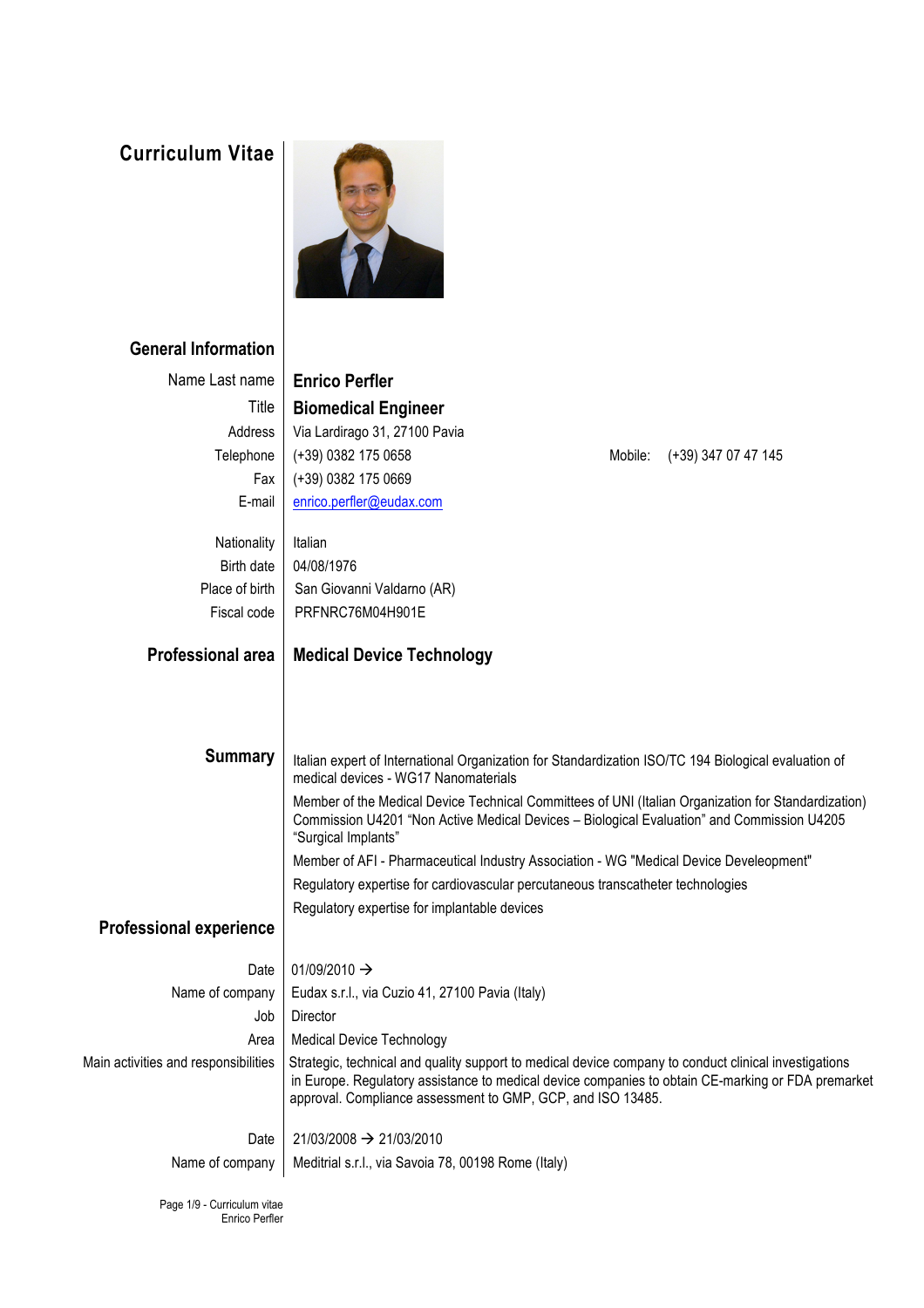# Curriculum Vitae

## General Information

| | |
|---|---|
| Name Last name | **Enrico Perfler** |
| Title | **Biomedical Engineer** |
| Address | Via Lardirago 31, 27100 Pavia |
| Telephone | (+39) 0382 175 0658 — Mobile: (+39) 347 07 47 145 |
| Fax | (+39) 0382 175 0669 |
| E-mail | enrico.perfler@eudax.com |
| Nationality | Italian |
| Birth date | 04/08/1976 |
| Place of birth | San Giovanni Valdarno (AR) |
| Fiscal code | PRFNRC76M04H901E |

## Professional area

**Medical Device Technology**

## Summary

Italian expert of International Organization for Standardization ISO/TC 194 Biological evaluation of medical devices - WG17 Nanomaterials

Member of the Medical Device Technical Committees of UNI (Italian Organization for Standardization) Commission U4201 "Non Active Medical Devices – Biological Evaluation" and Commission U4205 "Surgical Implants"

Member of AFI - Pharmaceutical Industry Association - WG "Medical Device Develeopment"

Regulatory expertise for cardiovascular percutaneous transcatheter technologies

Regulatory expertise for implantable devices

## Professional experience

| | |
|---|---|
| Date | 01/09/2010 → |
| Name of company | Eudax s.r.l., via Cuzio 41, 27100 Pavia (Italy) |
| Job | Director |
| Area | Medical Device Technology |
| Main activities and responsibilities | Strategic, technical and quality support to medical device company to conduct clinical investigations in Europe. Regulatory assistance to medical device companies to obtain CE-marking or FDA premarket approval. Compliance assessment to GMP, GCP, and ISO 13485. |

| | |
|---|---|
| Date | 21/03/2008 → 21/03/2010 |
| Name of company | Meditrial s.r.l., via Savoia 78, 00198 Rome (Italy) |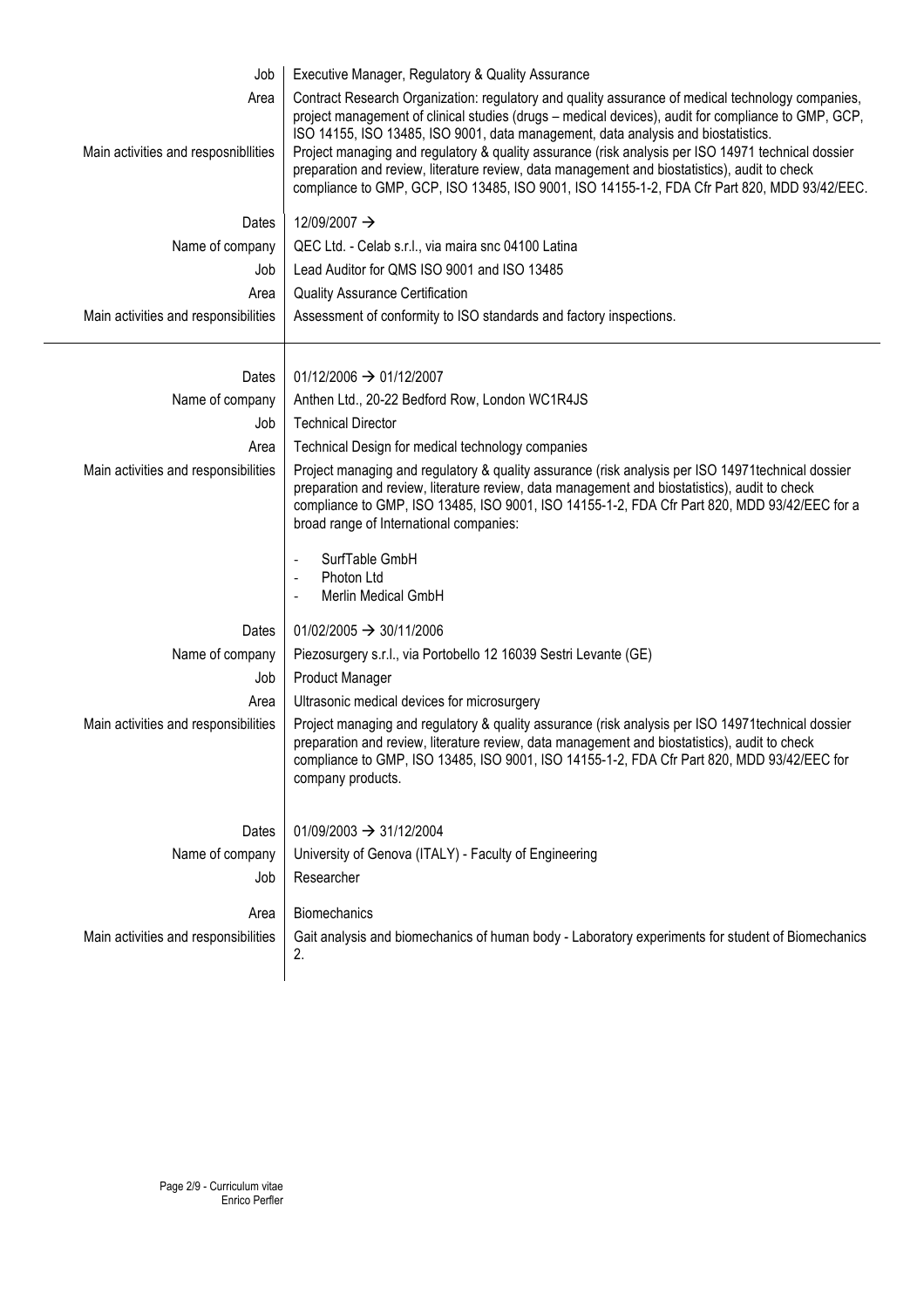| | |
|---|---|
| Job | Executive Manager, Regulatory & Quality Assurance |
| Area | Contract Research Organization: regulatory and quality assurance of medical technology companies, project management of clinical studies (drugs – medical devices), audit for compliance to GMP, GCP, ISO 14155, ISO 13485, ISO 9001, data management, data analysis and biostatistics. |
| Main activities and resposnibllities | Project managing and regulatory & quality assurance (risk analysis per ISO 14971 technical dossier preparation and review, literature review, data management and biostatistics), audit to check compliance to GMP, GCP, ISO 13485, ISO 9001, ISO 14155-1-2, FDA Cfr Part 820, MDD 93/42/EEC. |
| Dates | 12/09/2007 → |
| Name of company | QEC Ltd. - Celab s.r.l., via maira snc 04100 Latina |
| Job | Lead Auditor for QMS ISO 9001 and ISO 13485 |
| Area | Quality Assurance Certification |
| Main activities and responsibilities | Assessment of conformity to ISO standards and factory inspections. |

---

| | |
|---|---|
| Dates | 01/12/2006 → 01/12/2007 |
| Name of company | Anthen Ltd., 20-22 Bedford Row, London WC1R4JS |
| Job | Technical Director |
| Area | Technical Design for medical technology companies |
| Main activities and responsibilities | Project managing and regulatory & quality assurance (risk analysis per ISO 14971technical dossier preparation and review, literature review, data management and biostatistics), audit to check compliance to GMP, ISO 13485, ISO 9001, ISO 14155-1-2, FDA Cfr Part 820, MDD 93/42/EEC for a broad range of International companies: <br>- SurfTable GmbH <br>- Photon Ltd <br>- Merlin Medical GmbH |
| Dates | 01/02/2005 → 30/11/2006 |
| Name of company | Piezosurgery s.r.l., via Portobello 12 16039 Sestri Levante (GE) |
| Job | Product Manager |
| Area | Ultrasonic medical devices for microsurgery |
| Main activities and responsibilities | Project managing and regulatory & quality assurance (risk analysis per ISO 14971technical dossier preparation and review, literature review, data management and biostatistics), audit to check compliance to GMP, ISO 13485, ISO 9001, ISO 14155-1-2, FDA Cfr Part 820, MDD 93/42/EEC for company products. |
| Dates | 01/09/2003 → 31/12/2004 |
| Name of company | University of Genova (ITALY) - Faculty of Engineering |
| Job | Researcher |
| Area | Biomechanics |
| Main activities and responsibilities | Gait analysis and biomechanics of human body - Laboratory experiments for student of Biomechanics 2. |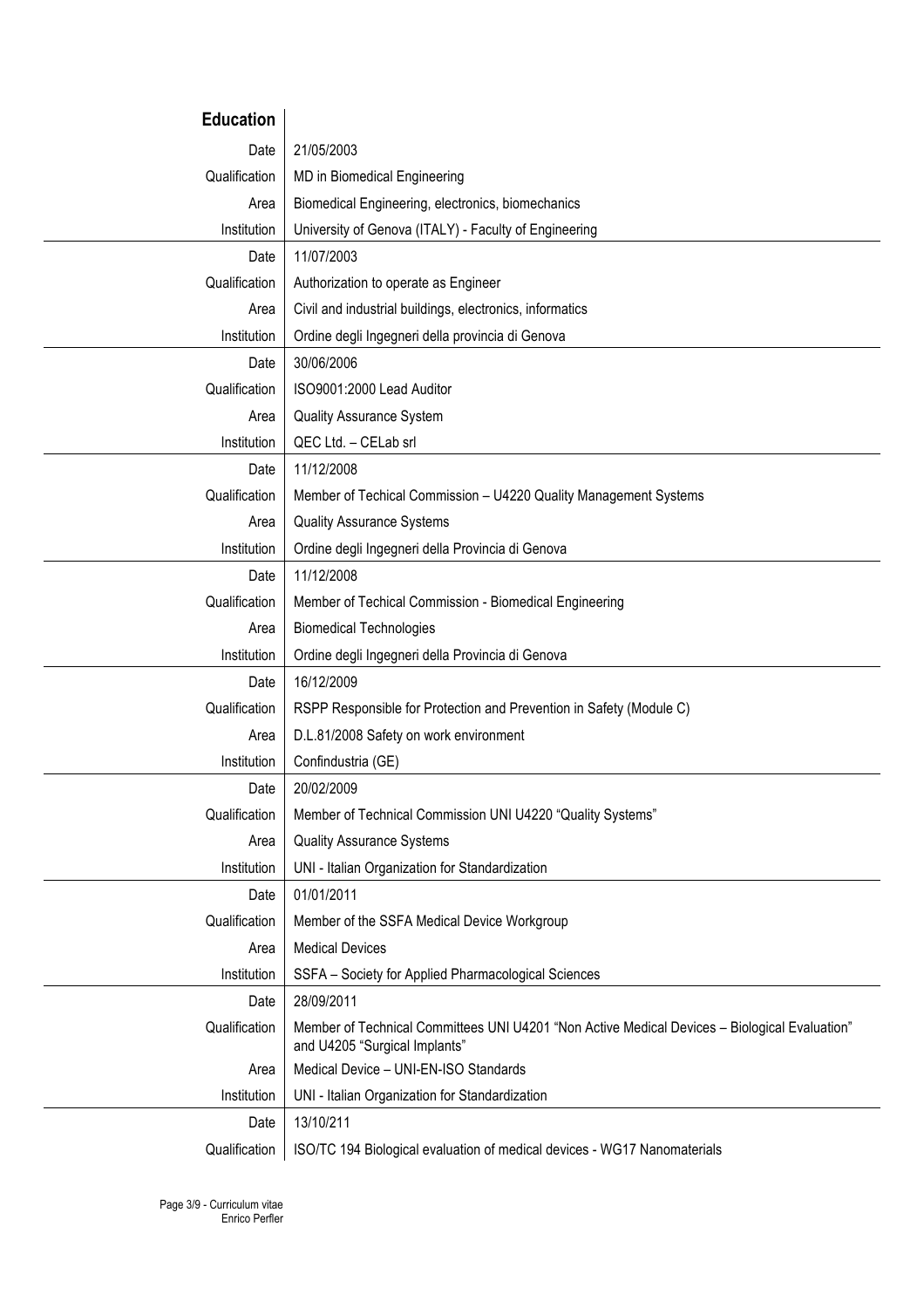## Education

| | |
|---|---|
| Date | 21/05/2003 |
| Qualification | MD in Biomedical Engineering |
| Area | Biomedical Engineering, electronics, biomechanics |
| Institution | University of Genova (ITALY) - Faculty of Engineering |

| | |
|---|---|
| Date | 11/07/2003 |
| Qualification | Authorization to operate as Engineer |
| Area | Civil and industrial buildings, electronics, informatics |
| Institution | Ordine degli Ingegneri della provincia di Genova |

| | |
|---|---|
| Date | 30/06/2006 |
| Qualification | ISO9001:2000 Lead Auditor |
| Area | Quality Assurance System |
| Institution | QEC Ltd. – CELab srl |

| | |
|---|---|
| Date | 11/12/2008 |
| Qualification | Member of Techical Commission – U4220 Quality Management Systems |
| Area | Quality Assurance Systems |
| Institution | Ordine degli Ingegneri della Provincia di Genova |

| | |
|---|---|
| Date | 11/12/2008 |
| Qualification | Member of Techical Commission - Biomedical Engineering |
| Area | Biomedical Technologies |
| Institution | Ordine degli Ingegneri della Provincia di Genova |

| | |
|---|---|
| Date | 16/12/2009 |
| Qualification | RSPP Responsible for Protection and Prevention in Safety (Module C) |
| Area | D.L.81/2008 Safety on work environment |
| Institution | Confindustria (GE) |

| | |
|---|---|
| Date | 20/02/2009 |
| Qualification | Member of Technical Commission UNI U4220 "Quality Systems" |
| Area | Quality Assurance Systems |
| Institution | UNI - Italian Organization for Standardization |

| | |
|---|---|
| Date | 01/01/2011 |
| Qualification | Member of the SSFA Medical Device Workgroup |
| Area | Medical Devices |
| Institution | SSFA – Society for Applied Pharmacological Sciences |

| | |
|---|---|
| Date | 28/09/2011 |
| Qualification | Member of Technical Committees UNI U4201 "Non Active Medical Devices – Biological Evaluation" and U4205 "Surgical Implants" |
| Area | Medical Device – UNI-EN-ISO Standards |
| Institution | UNI - Italian Organization for Standardization |

| | |
|---|---|
| Date | 13/10/211 |
| Qualification | ISO/TC 194 Biological evaluation of medical devices - WG17 Nanomaterials |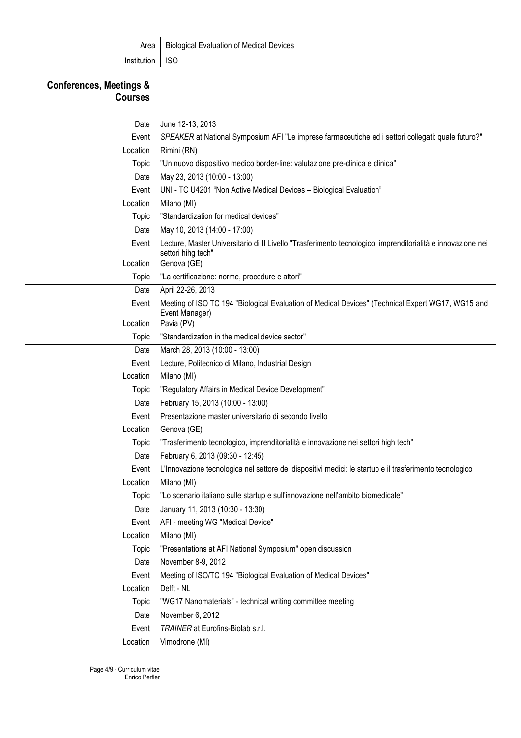| | |
|---|---|
| Area | Biological Evaluation of Medical Devices |
| Institution | ISO |

## Conferences, Meetings & Courses

| | |
|---|---|
| Date | June 12-13, 2013 |
| Event | *SPEAKER* at National Symposium AFI "Le imprese farmaceutiche ed i settori collegati: quale futuro?" |
| Location | Rimini (RN) |
| Topic | "Un nuovo dispositivo medico border-line: valutazione pre-clinica e clinica" |
| Date | May 23, 2013 (10:00 - 13:00) |
| Event | UNI - TC U4201 "Non Active Medical Devices – Biological Evaluation" |
| Location | Milano (MI) |
| Topic | "Standardization for medical devices" |
| Date | May 10, 2013 (14:00 - 17:00) |
| Event | Lecture, Master Universitario di II Livello "Trasferimento tecnologico, imprenditorialità e innovazione nei settori hihg tech" |
| Location | Genova (GE) |
| Topic | "La certificazione: norme, procedure e attori" |
| Date | April 22-26, 2013 |
| Event | Meeting of ISO TC 194 "Biological Evaluation of Medical Devices" (Technical Expert WG17, WG15 and Event Manager) |
| Location | Pavia (PV) |
| Topic | "Standardization in the medical device sector" |
| Date | March 28, 2013 (10:00 - 13:00) |
| Event | Lecture, Politecnico di Milano, Industrial Design |
| Location | Milano (MI) |
| Topic | "Regulatory Affairs in Medical Device Development" |
| Date | February 15, 2013 (10:00 - 13:00) |
| Event | Presentazione master universitario di secondo livello |
| Location | Genova (GE) |
| Topic | "Trasferimento tecnologico, imprenditorialità e innovazione nei settori high tech" |
| Date | February 6, 2013 (09:30 - 12:45) |
| Event | L'Innovazione tecnologica nel settore dei dispositivi medici: le startup e il trasferimento tecnologico |
| Location | Milano (MI) |
| Topic | "Lo scenario italiano sulle startup e sull'innovazione nell'ambito biomedicale" |
| Date | January 11, 2013 (10:30 - 13:30) |
| Event | AFI - meeting WG "Medical Device" |
| Location | Milano (MI) |
| Topic | "Presentations at AFI National Symposium" open discussion |
| Date | November 8-9, 2012 |
| Event | Meeting of ISO/TC 194 "Biological Evaluation of Medical Devices" |
| Location | Delft - NL |
| Topic | "WG17 Nanomaterials" - technical writing committee meeting |
| Date | November 6, 2012 |
| Event | *TRAINER* at Eurofins-Biolab s.r.l. |
| Location | Vimodrone (MI) |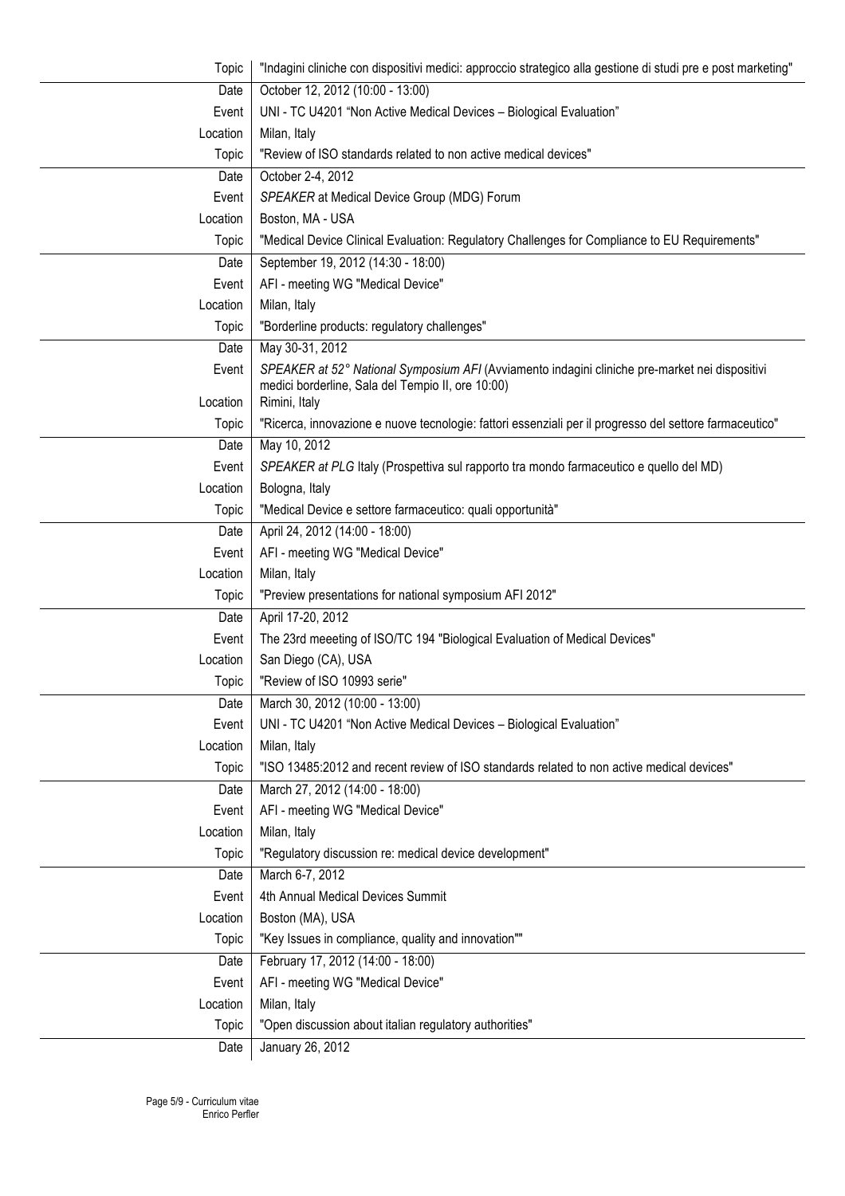| | |
|---|---|
| Topic | "Indagini cliniche con dispositivi medici: approccio strategico alla gestione di studi pre e post marketing" |
| Date | October 12, 2012 (10:00 - 13:00) |
| Event | UNI - TC U4201 "Non Active Medical Devices – Biological Evaluation" |
| Location | Milan, Italy |
| Topic | "Review of ISO standards related to non active medical devices" |
| Date | October 2-4, 2012 |
| Event | *SPEAKER* at Medical Device Group (MDG) Forum |
| Location | Boston, MA - USA |
| Topic | "Medical Device Clinical Evaluation: Regulatory Challenges for Compliance to EU Requirements" |
| Date | September 19, 2012 (14:30 - 18:00) |
| Event | AFI - meeting WG "Medical Device" |
| Location | Milan, Italy |
| Topic | "Borderline products: regulatory challenges" |
| Date | May 30-31, 2012 |
| Event | *SPEAKER at 52° National Symposium AFI* (Avviamento indagini cliniche pre-market nei dispositivi medici borderline, Sala del Tempio II, ore 10:00) |
| Location | Rimini, Italy |
| Topic | "Ricerca, innovazione e nuove tecnologie: fattori essenziali per il progresso del settore farmaceutico" |
| Date | May 10, 2012 |
| Event | *SPEAKER at PLG* Italy (Prospettiva sul rapporto tra mondo farmaceutico e quello del MD) |
| Location | Bologna, Italy |
| Topic | "Medical Device e settore farmaceutico: quali opportunità" |
| Date | April 24, 2012 (14:00 - 18:00) |
| Event | AFI - meeting WG "Medical Device" |
| Location | Milan, Italy |
| Topic | "Preview presentations for national symposium AFI 2012" |
| Date | April 17-20, 2012 |
| Event | The 23rd meeeting of ISO/TC 194 "Biological Evaluation of Medical Devices" |
| Location | San Diego (CA), USA |
| Topic | "Review of ISO 10993 serie" |
| Date | March 30, 2012 (10:00 - 13:00) |
| Event | UNI - TC U4201 "Non Active Medical Devices – Biological Evaluation" |
| Location | Milan, Italy |
| Topic | "ISO 13485:2012 and recent review of ISO standards related to non active medical devices" |
| Date | March 27, 2012 (14:00 - 18:00) |
| Event | AFI - meeting WG "Medical Device" |
| Location | Milan, Italy |
| Topic | "Regulatory discussion re: medical device development" |
| Date | March 6-7, 2012 |
| Event | 4th Annual Medical Devices Summit |
| Location | Boston (MA), USA |
| Topic | "Key Issues in compliance, quality and innovation"" |
| Date | February 17, 2012 (14:00 - 18:00) |
| Event | AFI - meeting WG "Medical Device" |
| Location | Milan, Italy |
| Topic | "Open discussion about italian regulatory authorities" |
| Date | January 26, 2012 |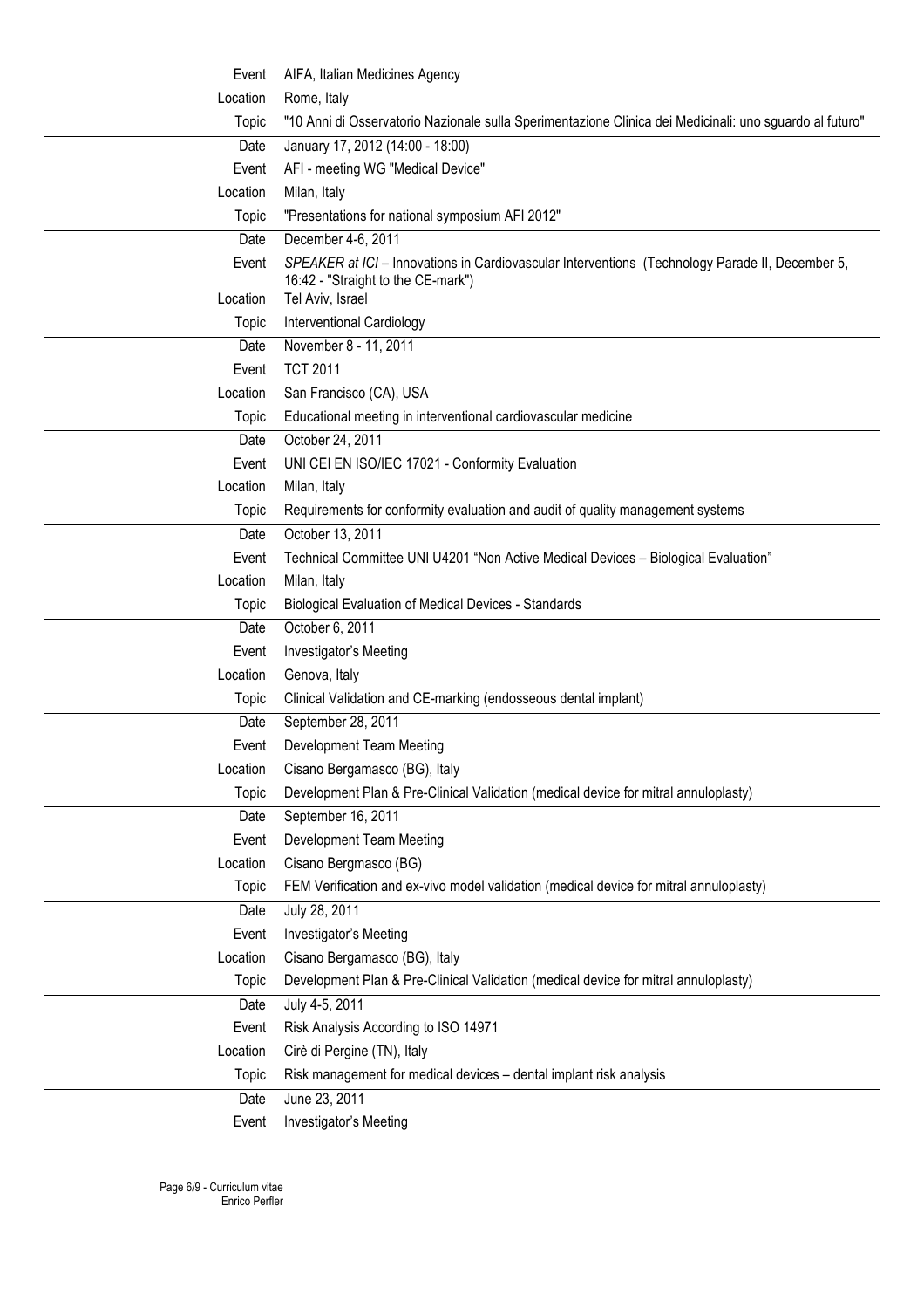| | |
|---|---|
| Event | AIFA, Italian Medicines Agency |
| Location | Rome, Italy |
| Topic | "10 Anni di Osservatorio Nazionale sulla Sperimentazione Clinica dei Medicinali: uno sguardo al futuro" |
| Date | January 17, 2012 (14:00 - 18:00) |
| Event | AFI - meeting WG "Medical Device" |
| Location | Milan, Italy |
| Topic | "Presentations for national symposium AFI 2012" |
| Date | December 4-6, 2011 |
| Event | *SPEAKER at ICI* – Innovations in Cardiovascular Interventions (Technology Parade II, December 5, 16:42 - "Straight to the CE-mark") |
| Location | Tel Aviv, Israel |
| Topic | Interventional Cardiology |
| Date | November 8 - 11, 2011 |
| Event | TCT 2011 |
| Location | San Francisco (CA), USA |
| Topic | Educational meeting in interventional cardiovascular medicine |
| Date | October 24, 2011 |
| Event | UNI CEI EN ISO/IEC 17021 - Conformity Evaluation |
| Location | Milan, Italy |
| Topic | Requirements for conformity evaluation and audit of quality management systems |
| Date | October 13, 2011 |
| Event | Technical Committee UNI U4201 "Non Active Medical Devices – Biological Evaluation" |
| Location | Milan, Italy |
| Topic | Biological Evaluation of Medical Devices - Standards |
| Date | October 6, 2011 |
| Event | Investigator's Meeting |
| Location | Genova, Italy |
| Topic | Clinical Validation and CE-marking (endosseous dental implant) |
| Date | September 28, 2011 |
| Event | Development Team Meeting |
| Location | Cisano Bergamasco (BG), Italy |
| Topic | Development Plan & Pre-Clinical Validation (medical device for mitral annuloplasty) |
| Date | September 16, 2011 |
| Event | Development Team Meeting |
| Location | Cisano Bergmasco (BG) |
| Topic | FEM Verification and ex-vivo model validation (medical device for mitral annuloplasty) |
| Date | July 28, 2011 |
| Event | Investigator's Meeting |
| Location | Cisano Bergamasco (BG), Italy |
| Topic | Development Plan & Pre-Clinical Validation (medical device for mitral annuloplasty) |
| Date | July 4-5, 2011 |
| Event | Risk Analysis According to ISO 14971 |
| Location | Cirè di Pergine (TN), Italy |
| Topic | Risk management for medical devices – dental implant risk analysis |
| Date | June 23, 2011 |
| Event | Investigator's Meeting |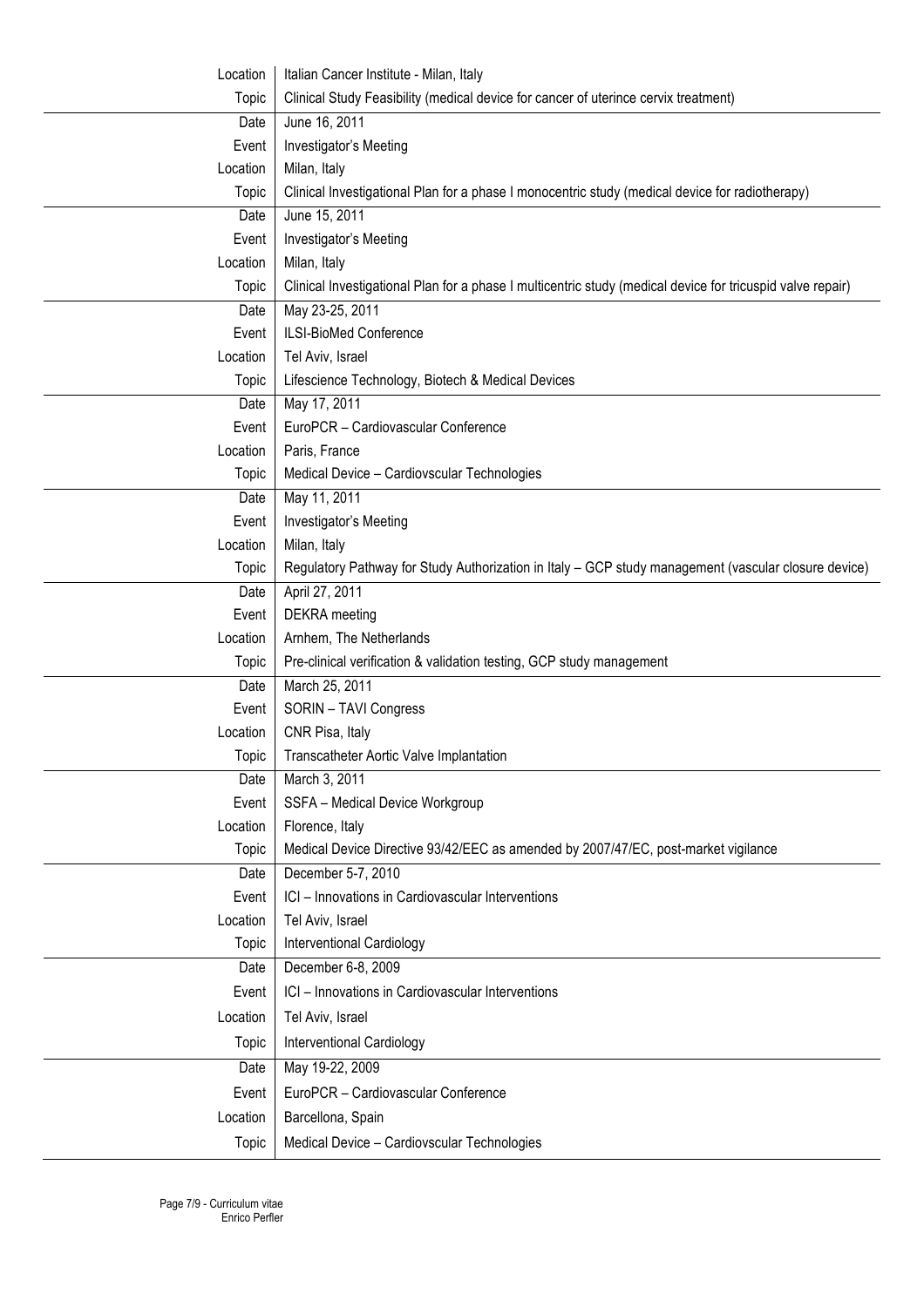| | |
|---|---|
| Location | Italian Cancer Institute - Milan, Italy |
| Topic | Clinical Study Feasibility (medical device for cancer of uterince cervix treatment) |

| | |
|---|---|
| Date | June 16, 2011 |
| Event | Investigator's Meeting |
| Location | Milan, Italy |
| Topic | Clinical Investigational Plan for a phase I monocentric study (medical device for radiotherapy) |

| | |
|---|---|
| Date | June 15, 2011 |
| Event | Investigator's Meeting |
| Location | Milan, Italy |
| Topic | Clinical Investigational Plan for a phase I multicentric study (medical device for tricuspid valve repair) |

| | |
|---|---|
| Date | May 23-25, 2011 |
| Event | ILSI-BioMed Conference |
| Location | Tel Aviv, Israel |
| Topic | Lifescience Technology, Biotech & Medical Devices |

| | |
|---|---|
| Date | May 17, 2011 |
| Event | EuroPCR – Cardiovascular Conference |
| Location | Paris, France |
| Topic | Medical Device – Cardiovscular Technologies |

| | |
|---|---|
| Date | May 11, 2011 |
| Event | Investigator's Meeting |
| Location | Milan, Italy |
| Topic | Regulatory Pathway for Study Authorization in Italy – GCP study management (vascular closure device) |

| | |
|---|---|
| Date | April 27, 2011 |
| Event | DEKRA meeting |
| Location | Arnhem, The Netherlands |
| Topic | Pre-clinical verification & validation testing, GCP study management |

| | |
|---|---|
| Date | March 25, 2011 |
| Event | SORIN – TAVI Congress |
| Location | CNR Pisa, Italy |
| Topic | Transcatheter Aortic Valve Implantation |

| | |
|---|---|
| Date | March 3, 2011 |
| Event | SSFA – Medical Device Workgroup |
| Location | Florence, Italy |
| Topic | Medical Device Directive 93/42/EEC as amended by 2007/47/EC, post-market vigilance |

| | |
|---|---|
| Date | December 5-7, 2010 |
| Event | ICI – Innovations in Cardiovascular Interventions |
| Location | Tel Aviv, Israel |
| Topic | Interventional Cardiology |

| | |
|---|---|
| Date | December 6-8, 2009 |
| Event | ICI – Innovations in Cardiovascular Interventions |
| Location | Tel Aviv, Israel |
| Topic | Interventional Cardiology |

| | |
|---|---|
| Date | May 19-22, 2009 |
| Event | EuroPCR – Cardiovascular Conference |
| Location | Barcellona, Spain |
| Topic | Medical Device – Cardiovscular Technologies |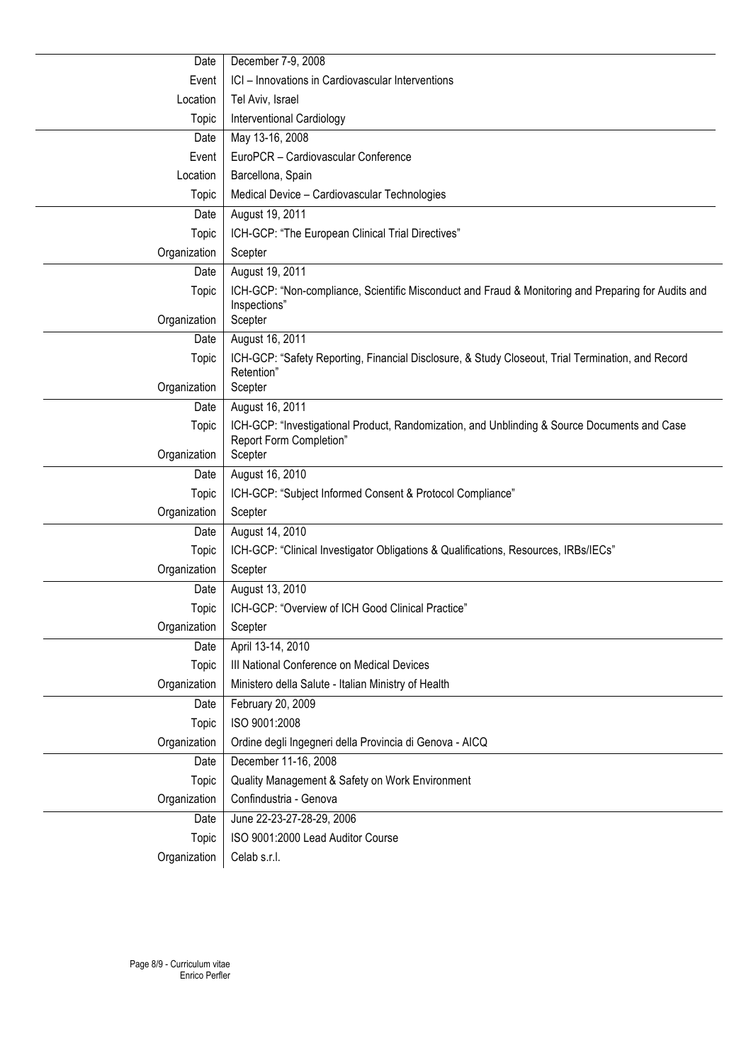| | |
|---|---|
| Date | December 7-9, 2008 |
| Event | ICI – Innovations in Cardiovascular Interventions |
| Location | Tel Aviv, Israel |
| Topic | Interventional Cardiology |

| | |
|---|---|
| Date | May 13-16, 2008 |
| Event | EuroPCR – Cardiovascular Conference |
| Location | Barcellona, Spain |
| Topic | Medical Device – Cardiovascular Technologies |

| | |
|---|---|
| Date | August 19, 2011 |
| Topic | ICH-GCP: "The European Clinical Trial Directives" |
| Organization | Scepter |

| | |
|---|---|
| Date | August 19, 2011 |
| Topic | ICH-GCP: "Non-compliance, Scientific Misconduct and Fraud & Monitoring and Preparing for Audits and Inspections" |
| Organization | Scepter |

| | |
|---|---|
| Date | August 16, 2011 |
| Topic | ICH-GCP: "Safety Reporting, Financial Disclosure, & Study Closeout, Trial Termination, and Record Retention" |
| Organization | Scepter |

| | |
|---|---|
| Date | August 16, 2011 |
| Topic | ICH-GCP: "Investigational Product, Randomization, and Unblinding & Source Documents and Case Report Form Completion" |
| Organization | Scepter |

| | |
|---|---|
| Date | August 16, 2010 |
| Topic | ICH-GCP: "Subject Informed Consent & Protocol Compliance" |
| Organization | Scepter |

| | |
|---|---|
| Date | August 14, 2010 |
| Topic | ICH-GCP: "Clinical Investigator Obligations & Qualifications, Resources, IRBs/IECs" |
| Organization | Scepter |

| | |
|---|---|
| Date | August 13, 2010 |
| Topic | ICH-GCP: "Overview of ICH Good Clinical Practice" |
| Organization | Scepter |

| | |
|---|---|
| Date | April 13-14, 2010 |
| Topic | III National Conference on Medical Devices |
| Organization | Ministero della Salute - Italian Ministry of Health |

| | |
|---|---|
| Date | February 20, 2009 |
| Topic | ISO 9001:2008 |
| Organization | Ordine degli Ingegneri della Provincia di Genova - AICQ |

| | |
|---|---|
| Date | December 11-16, 2008 |
| Topic | Quality Management & Safety on Work Environment |
| Organization | Confindustria - Genova |

| | |
|---|---|
| Date | June 22-23-27-28-29, 2006 |
| Topic | ISO 9001:2000 Lead Auditor Course |
| Organization | Celab s.r.l. |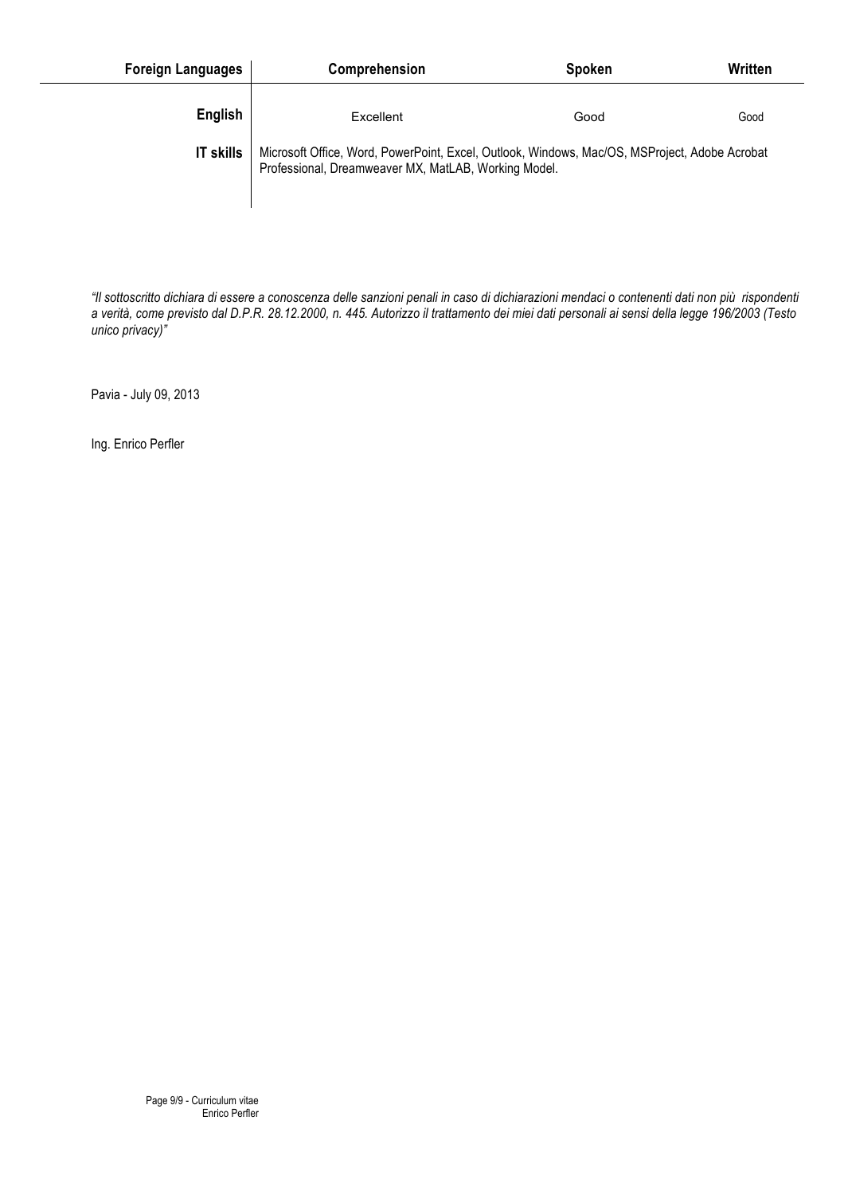| Foreign Languages | Comprehension | Spoken | Written |
|---|---|---|---|
| **English** | Excellent | Good | Good |
| **IT skills** | Microsoft Office, Word, PowerPoint, Excel, Outlook, Windows, Mac/OS, MSProject, Adobe Acrobat Professional, Dreamweaver MX, MatLAB, Working Model. | | |

*"Il sottoscritto dichiara di essere a conoscenza delle sanzioni penali in caso di dichiarazioni mendaci o contenenti dati non più rispondenti a verità, come previsto dal D.P.R. 28.12.2000, n. 445. Autorizzo il trattamento dei miei dati personali ai sensi della legge 196/2003 (Testo unico privacy)"*

Pavia - July 09, 2013

Ing. Enrico Perfler